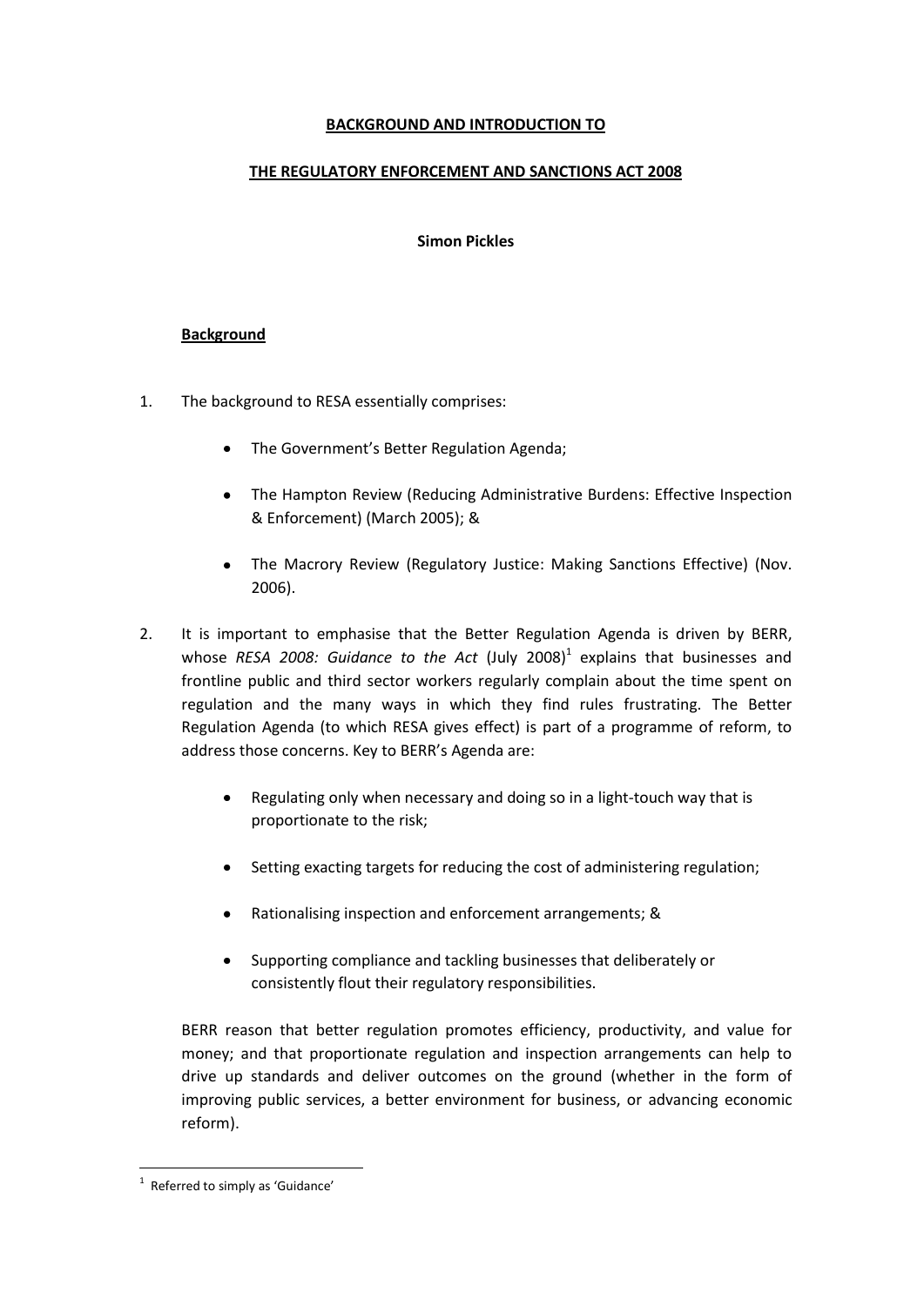# BACKGROUND AND INTRODUCTION TO

# THE REGULATORY ENFORCEMENT AND SANCTIONS ACT 2008

**Simon Pickles**

## Background

1. The background to RESA essentially comprises:

    - The Government's Better Regulation Agenda;
    - The Hampton Review (Reducing Administrative Burdens: Effective Inspection & Enforcement) (March 2005); &
    - The Macrory Review (Regulatory Justice: Making Sanctions Effective) (Nov. 2006).

2. It is important to emphasise that the Better Regulation Agenda is driven by BERR, whose *RESA 2008: Guidance to the Act* (July 2008)[1] explains that businesses and frontline public and third sector workers regularly complain about the time spent on regulation and the many ways in which they find rules frustrating. The Better Regulation Agenda (to which RESA gives effect) is part of a programme of reform, to address those concerns. Key to BERR's Agenda are:

    - Regulating only when necessary and doing so in a light-touch way that is proportionate to the risk;
    - Setting exacting targets for reducing the cost of administering regulation;
    - Rationalising inspection and enforcement arrangements; &
    - Supporting compliance and tackling businesses that deliberately or consistently flout their regulatory responsibilities.

    BERR reason that better regulation promotes efficiency, productivity, and value for money; and that proportionate regulation and inspection arrangements can help to drive up standards and deliver outcomes on the ground (whether in the form of improving public services, a better environment for business, or advancing economic reform).

[1] Referred to simply as 'Guidance'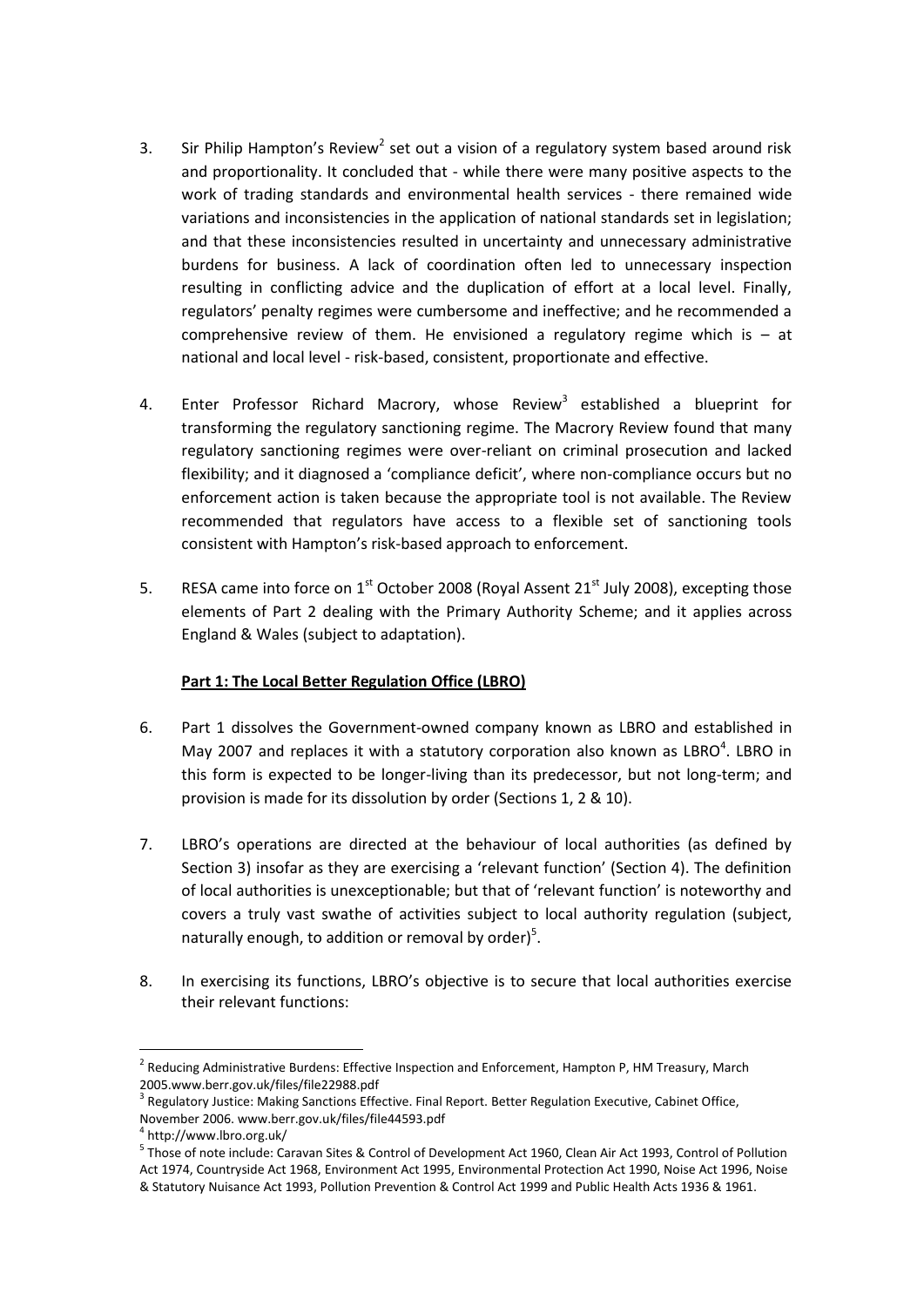3. Sir Philip Hampton's Review[2] set out a vision of a regulatory system based around risk and proportionality. It concluded that - while there were many positive aspects to the work of trading standards and environmental health services - there remained wide variations and inconsistencies in the application of national standards set in legislation; and that these inconsistencies resulted in uncertainty and unnecessary administrative burdens for business. A lack of coordination often led to unnecessary inspection resulting in conflicting advice and the duplication of effort at a local level. Finally, regulators' penalty regimes were cumbersome and ineffective; and he recommended a comprehensive review of them. He envisioned a regulatory regime which is – at national and local level - risk-based, consistent, proportionate and effective.

4. Enter Professor Richard Macrory, whose Review[3] established a blueprint for transforming the regulatory sanctioning regime. The Macrory Review found that many regulatory sanctioning regimes were over-reliant on criminal prosecution and lacked flexibility; and it diagnosed a 'compliance deficit', where non-compliance occurs but no enforcement action is taken because the appropriate tool is not available. The Review recommended that regulators have access to a flexible set of sanctioning tools consistent with Hampton's risk-based approach to enforcement.

5. RESA came into force on 1st October 2008 (Royal Assent 21st July 2008), excepting those elements of Part 2 dealing with the Primary Authority Scheme; and it applies across England & Wales (subject to adaptation).

**Part 1: The Local Better Regulation Office (LBRO)**

6. Part 1 dissolves the Government-owned company known as LBRO and established in May 2007 and replaces it with a statutory corporation also known as LBRO[4]. LBRO in this form is expected to be longer-living than its predecessor, but not long-term; and provision is made for its dissolution by order (Sections 1, 2 & 10).

7. LBRO's operations are directed at the behaviour of local authorities (as defined by Section 3) insofar as they are exercising a 'relevant function' (Section 4). The definition of local authorities is unexceptionable; but that of 'relevant function' is noteworthy and covers a truly vast swathe of activities subject to local authority regulation (subject, naturally enough, to addition or removal by order)[5].

8. In exercising its functions, LBRO's objective is to secure that local authorities exercise their relevant functions:

---

[2] Reducing Administrative Burdens: Effective Inspection and Enforcement, Hampton P, HM Treasury, March 2005.www.berr.gov.uk/files/file22988.pdf

[3] Regulatory Justice: Making Sanctions Effective. Final Report. Better Regulation Executive, Cabinet Office, November 2006. www.berr.gov.uk/files/file44593.pdf

[4] http://www.lbro.org.uk/

[5] Those of note include: Caravan Sites & Control of Development Act 1960, Clean Air Act 1993, Control of Pollution Act 1974, Countryside Act 1968, Environment Act 1995, Environmental Protection Act 1990, Noise Act 1996, Noise & Statutory Nuisance Act 1993, Pollution Prevention & Control Act 1999 and Public Health Acts 1936 & 1961.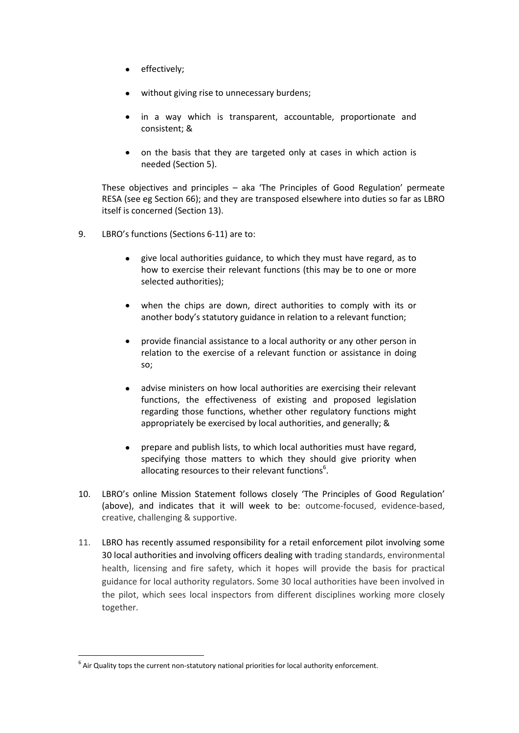- effectively;
- without giving rise to unnecessary burdens;
- in a way which is transparent, accountable, proportionate and consistent; &
- on the basis that they are targeted only at cases in which action is needed (Section 5).

These objectives and principles – aka 'The Principles of Good Regulation' permeate RESA (see eg Section 66); and they are transposed elsewhere into duties so far as LBRO itself is concerned (Section 13).

9. LBRO's functions (Sections 6-11) are to:

   - give local authorities guidance, to which they must have regard, as to how to exercise their relevant functions (this may be to one or more selected authorities);
   - when the chips are down, direct authorities to comply with its or another body's statutory guidance in relation to a relevant function;
   - provide financial assistance to a local authority or any other person in relation to the exercise of a relevant function or assistance in doing so;
   - advise ministers on how local authorities are exercising their relevant functions, the effectiveness of existing and proposed legislation regarding those functions, whether other regulatory functions might appropriately be exercised by local authorities, and generally; &
   - prepare and publish lists, to which local authorities must have regard, specifying those matters to which they should give priority when allocating resources to their relevant functions[6].

10. LBRO's online Mission Statement follows closely 'The Principles of Good Regulation' (above), and indicates that it will week to be: outcome-focused, evidence-based, creative, challenging & supportive.

11. LBRO has recently assumed responsibility for a retail enforcement pilot involving some 30 local authorities and involving officers dealing with trading standards, environmental health, licensing and fire safety, which it hopes will provide the basis for practical guidance for local authority regulators. Some 30 local authorities have been involved in the pilot, which sees local inspectors from different disciplines working more closely together.

[6] Air Quality tops the current non-statutory national priorities for local authority enforcement.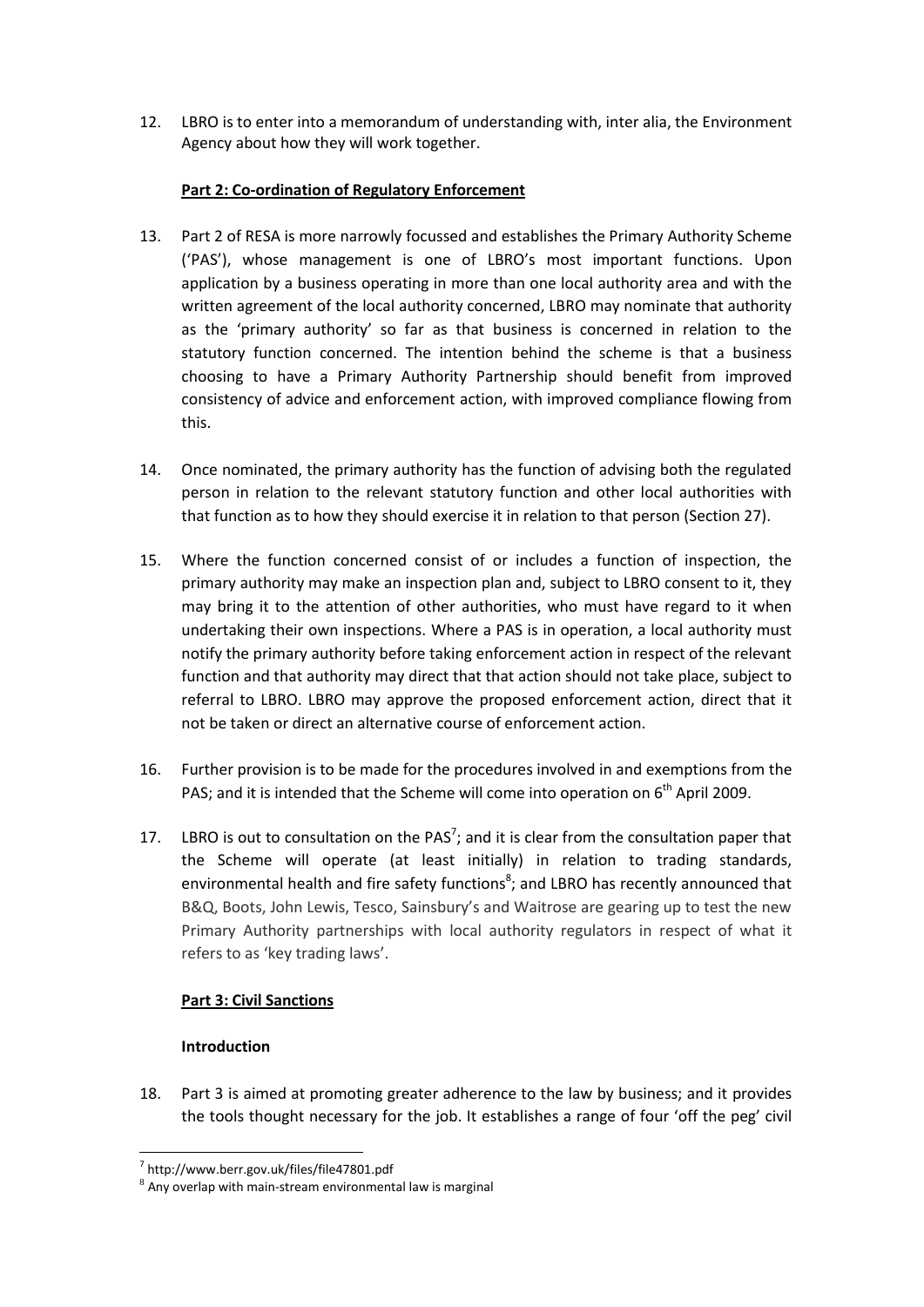12. LBRO is to enter into a memorandum of understanding with, inter alia, the Environment Agency about how they will work together.

**Part 2: Co-ordination of Regulatory Enforcement**

13. Part 2 of RESA is more narrowly focussed and establishes the Primary Authority Scheme ('PAS'), whose management is one of LBRO's most important functions. Upon application by a business operating in more than one local authority area and with the written agreement of the local authority concerned, LBRO may nominate that authority as the 'primary authority' so far as that business is concerned in relation to the statutory function concerned. The intention behind the scheme is that a business choosing to have a Primary Authority Partnership should benefit from improved consistency of advice and enforcement action, with improved compliance flowing from this.

14. Once nominated, the primary authority has the function of advising both the regulated person in relation to the relevant statutory function and other local authorities with that function as to how they should exercise it in relation to that person (Section 27).

15. Where the function concerned consist of or includes a function of inspection, the primary authority may make an inspection plan and, subject to LBRO consent to it, they may bring it to the attention of other authorities, who must have regard to it when undertaking their own inspections. Where a PAS is in operation, a local authority must notify the primary authority before taking enforcement action in respect of the relevant function and that authority may direct that that action should not take place, subject to referral to LBRO. LBRO may approve the proposed enforcement action, direct that it not be taken or direct an alternative course of enforcement action.

16. Further provision is to be made for the procedures involved in and exemptions from the PAS; and it is intended that the Scheme will come into operation on 6th April 2009.

17. LBRO is out to consultation on the PAS[7]; and it is clear from the consultation paper that the Scheme will operate (at least initially) in relation to trading standards, environmental health and fire safety functions[8]; and LBRO has recently announced that B&Q, Boots, John Lewis, Tesco, Sainsbury's and Waitrose are gearing up to test the new Primary Authority partnerships with local authority regulators in respect of what it refers to as 'key trading laws'.

**Part 3: Civil Sanctions**

**Introduction**

18. Part 3 is aimed at promoting greater adherence to the law by business; and it provides the tools thought necessary for the job. It establishes a range of four 'off the peg' civil

---

[7] http://www.berr.gov.uk/files/file47801.pdf

[8] Any overlap with main-stream environmental law is marginal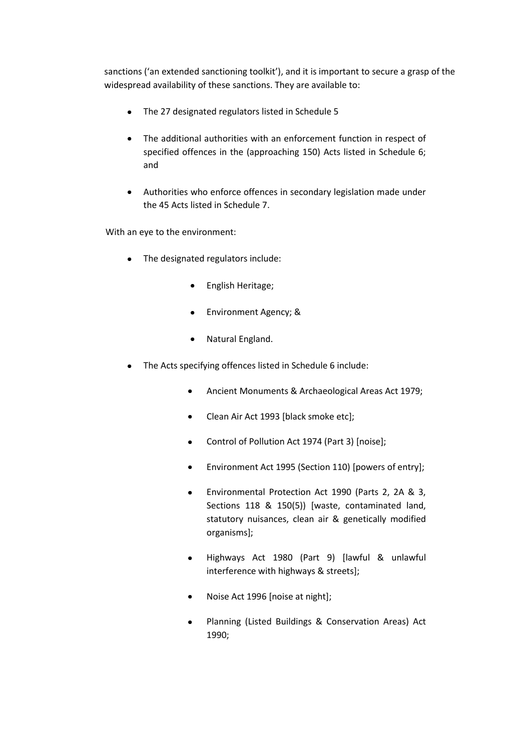sanctions ('an extended sanctioning toolkit'), and it is important to secure a grasp of the widespread availability of these sanctions. They are available to:

- The 27 designated regulators listed in Schedule 5
- The additional authorities with an enforcement function in respect of specified offences in the (approaching 150) Acts listed in Schedule 6; and
- Authorities who enforce offences in secondary legislation made under the 45 Acts listed in Schedule 7.

With an eye to the environment:

- The designated regulators include:
    - English Heritage;
    - Environment Agency; &
    - Natural England.
- The Acts specifying offences listed in Schedule 6 include:
    - Ancient Monuments & Archaeological Areas Act 1979;
    - Clean Air Act 1993 [black smoke etc];
    - Control of Pollution Act 1974 (Part 3) [noise];
    - Environment Act 1995 (Section 110) [powers of entry];
    - Environmental Protection Act 1990 (Parts 2, 2A & 3, Sections 118 & 150(5)) [waste, contaminated land, statutory nuisances, clean air & genetically modified organisms];
    - Highways Act 1980 (Part 9) [lawful & unlawful interference with highways & streets];
    - Noise Act 1996 [noise at night];
    - Planning (Listed Buildings & Conservation Areas) Act 1990;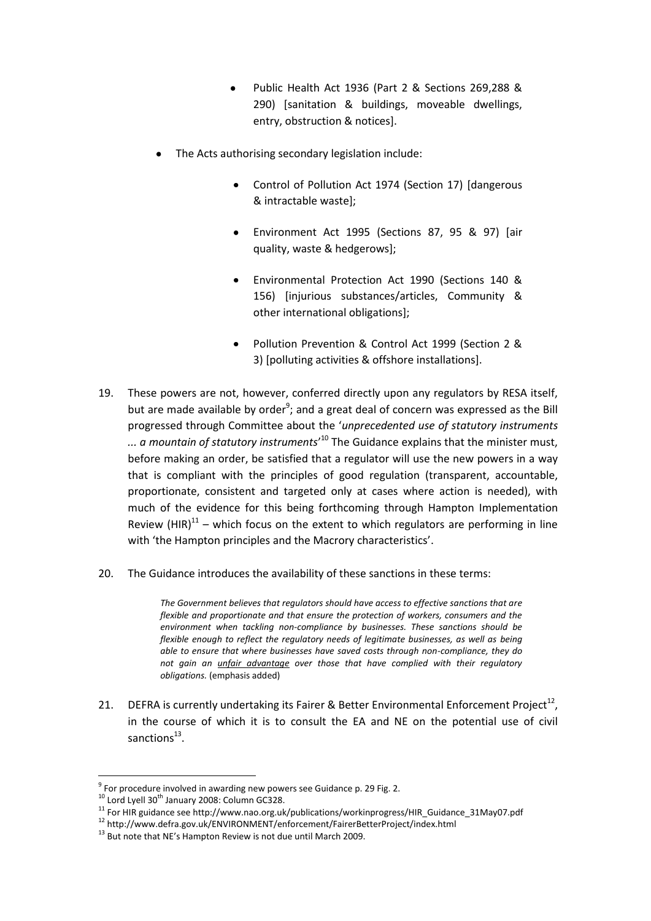- Public Health Act 1936 (Part 2 & Sections 269,288 & 290) [sanitation & buildings, moveable dwellings, entry, obstruction & notices].

- The Acts authorising secondary legislation include:

    - Control of Pollution Act 1974 (Section 17) [dangerous & intractable waste];

    - Environment Act 1995 (Sections 87, 95 & 97) [air quality, waste & hedgerows];

    - Environmental Protection Act 1990 (Sections 140 & 156) [injurious substances/articles, Community & other international obligations];

    - Pollution Prevention & Control Act 1999 (Section 2 & 3) [polluting activities & offshore installations].

19. These powers are not, however, conferred directly upon any regulators by RESA itself, but are made available by order[9]; and a great deal of concern was expressed as the Bill progressed through Committee about the '*unprecedented use of statutory instruments ... a mountain of statutory instruments*'[10] The Guidance explains that the minister must, before making an order, be satisfied that a regulator will use the new powers in a way that is compliant with the principles of good regulation (transparent, accountable, proportionate, consistent and targeted only at cases where action is needed), with much of the evidence for this being forthcoming through Hampton Implementation Review (HIR)[11] – which focus on the extent to which regulators are performing in line with 'the Hampton principles and the Macrory characteristics'.

20. The Guidance introduces the availability of these sanctions in these terms:

> *The Government believes that regulators should have access to effective sanctions that are flexible and proportionate and that ensure the protection of workers, consumers and the environment when tackling non-compliance by businesses. These sanctions should be flexible enough to reflect the regulatory needs of legitimate businesses, as well as being able to ensure that where businesses have saved costs through non-compliance, they do not gain an <u>unfair advantage</u> over those that have complied with their regulatory obligations.* (emphasis added)

21. DEFRA is currently undertaking its Fairer & Better Environmental Enforcement Project[12], in the course of which it is to consult the EA and NE on the potential use of civil sanctions[13].

---

[9] For procedure involved in awarding new powers see Guidance p. 29 Fig. 2.

[10] Lord Lyell 30th January 2008: Column GC328.

[11] For HIR guidance see http://www.nao.org.uk/publications/workinprogress/HIR_Guidance_31May07.pdf

[12] http://www.defra.gov.uk/ENVIRONMENT/enforcement/FairerBetterProject/index.html

[13] But note that NE's Hampton Review is not due until March 2009.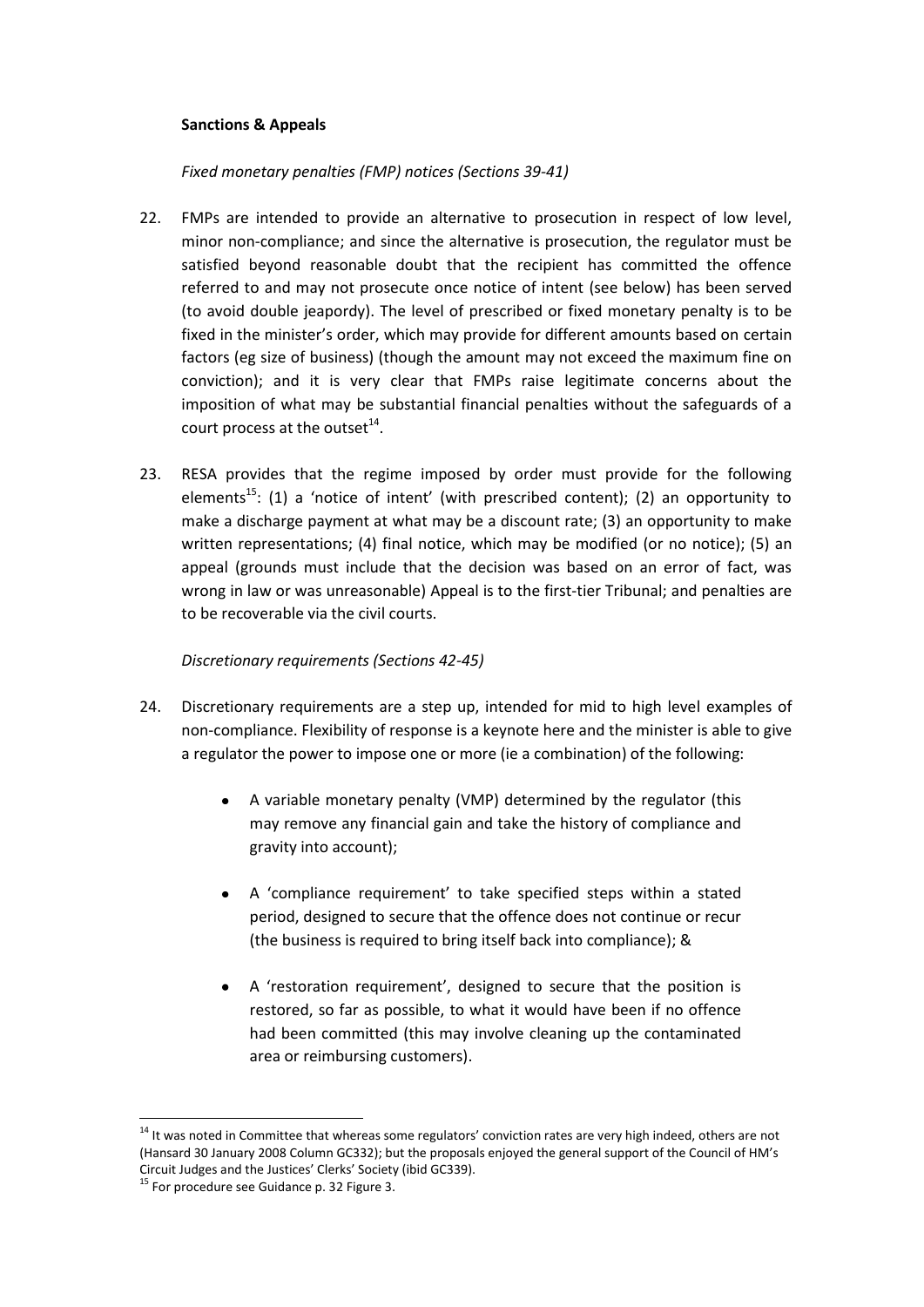**Sanctions & Appeals**

*Fixed monetary penalties (FMP) notices (Sections 39-41)*

22. FMPs are intended to provide an alternative to prosecution in respect of low level, minor non-compliance; and since the alternative is prosecution, the regulator must be satisfied beyond reasonable doubt that the recipient has committed the offence referred to and may not prosecute once notice of intent (see below) has been served (to avoid double jeapordy). The level of prescribed or fixed monetary penalty is to be fixed in the minister's order, which may provide for different amounts based on certain factors (eg size of business) (though the amount may not exceed the maximum fine on conviction); and it is very clear that FMPs raise legitimate concerns about the imposition of what may be substantial financial penalties without the safeguards of a court process at the outset[14].

23. RESA provides that the regime imposed by order must provide for the following elements[15]: (1) a 'notice of intent' (with prescribed content); (2) an opportunity to make a discharge payment at what may be a discount rate; (3) an opportunity to make written representations; (4) final notice, which may be modified (or no notice); (5) an appeal (grounds must include that the decision was based on an error of fact, was wrong in law or was unreasonable) Appeal is to the first-tier Tribunal; and penalties are to be recoverable via the civil courts.

*Discretionary requirements (Sections 42-45)*

24. Discretionary requirements are a step up, intended for mid to high level examples of non-compliance. Flexibility of response is a keynote here and the minister is able to give a regulator the power to impose one or more (ie a combination) of the following:

    - A variable monetary penalty (VMP) determined by the regulator (this may remove any financial gain and take the history of compliance and gravity into account);
    - A 'compliance requirement' to take specified steps within a stated period, designed to secure that the offence does not continue or recur (the business is required to bring itself back into compliance); &
    - A 'restoration requirement', designed to secure that the position is restored, so far as possible, to what it would have been if no offence had been committed (this may involve cleaning up the contaminated area or reimbursing customers).

---

[14] It was noted in Committee that whereas some regulators' conviction rates are very high indeed, others are not (Hansard 30 January 2008 Column GC332); but the proposals enjoyed the general support of the Council of HM's Circuit Judges and the Justices' Clerks' Society (ibid GC339).

[15] For procedure see Guidance p. 32 Figure 3.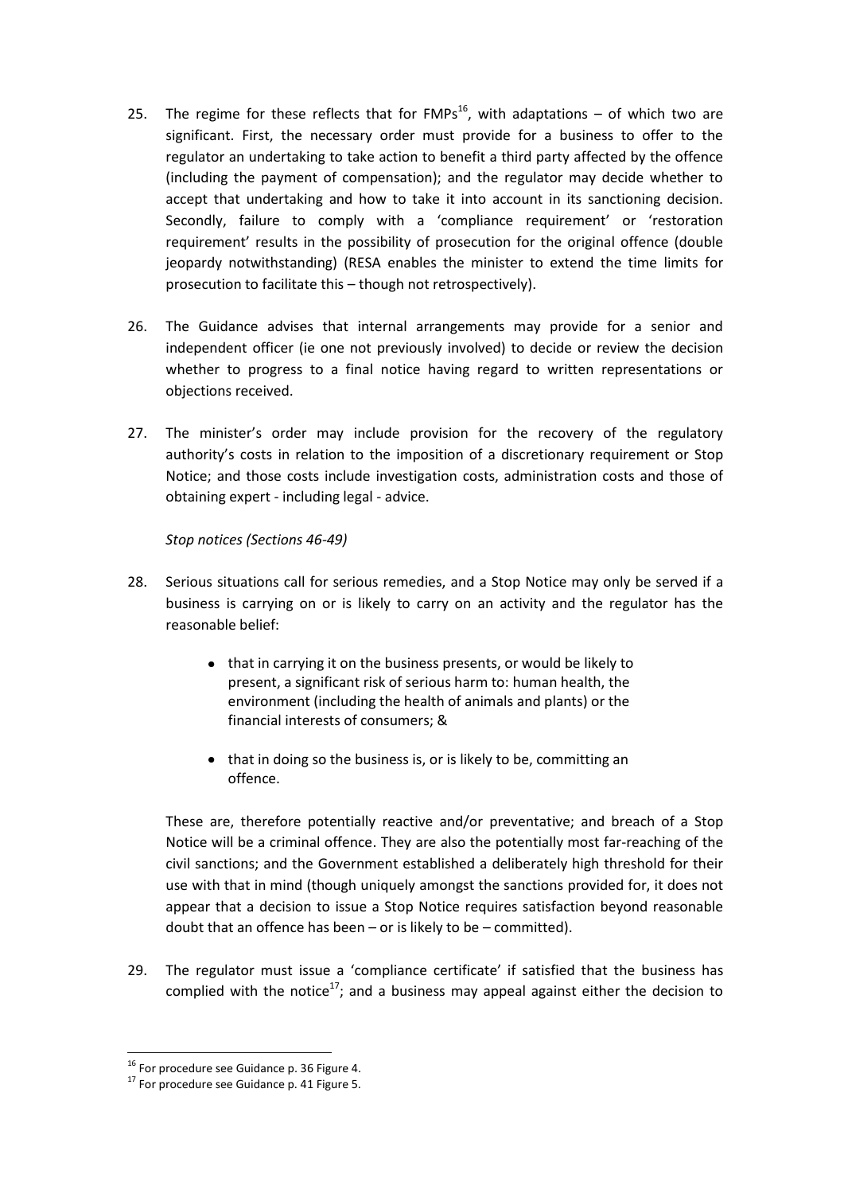25. The regime for these reflects that for FMPs[16], with adaptations – of which two are significant. First, the necessary order must provide for a business to offer to the regulator an undertaking to take action to benefit a third party affected by the offence (including the payment of compensation); and the regulator may decide whether to accept that undertaking and how to take it into account in its sanctioning decision. Secondly, failure to comply with a 'compliance requirement' or 'restoration requirement' results in the possibility of prosecution for the original offence (double jeopardy notwithstanding) (RESA enables the minister to extend the time limits for prosecution to facilitate this – though not retrospectively).

26. The Guidance advises that internal arrangements may provide for a senior and independent officer (ie one not previously involved) to decide or review the decision whether to progress to a final notice having regard to written representations or objections received.

27. The minister's order may include provision for the recovery of the regulatory authority's costs in relation to the imposition of a discretionary requirement or Stop Notice; and those costs include investigation costs, administration costs and those of obtaining expert - including legal - advice.

*Stop notices (Sections 46-49)*

28. Serious situations call for serious remedies, and a Stop Notice may only be served if a business is carrying on or is likely to carry on an activity and the regulator has the reasonable belief:

    - that in carrying it on the business presents, or would be likely to present, a significant risk of serious harm to: human health, the environment (including the health of animals and plants) or the financial interests of consumers; &
    - that in doing so the business is, or is likely to be, committing an offence.

    These are, therefore potentially reactive and/or preventative; and breach of a Stop Notice will be a criminal offence. They are also the potentially most far-reaching of the civil sanctions; and the Government established a deliberately high threshold for their use with that in mind (though uniquely amongst the sanctions provided for, it does not appear that a decision to issue a Stop Notice requires satisfaction beyond reasonable doubt that an offence has been – or is likely to be – committed).

29. The regulator must issue a 'compliance certificate' if satisfied that the business has complied with the notice[17]; and a business may appeal against either the decision to

---

[16] For procedure see Guidance p. 36 Figure 4.

[17] For procedure see Guidance p. 41 Figure 5.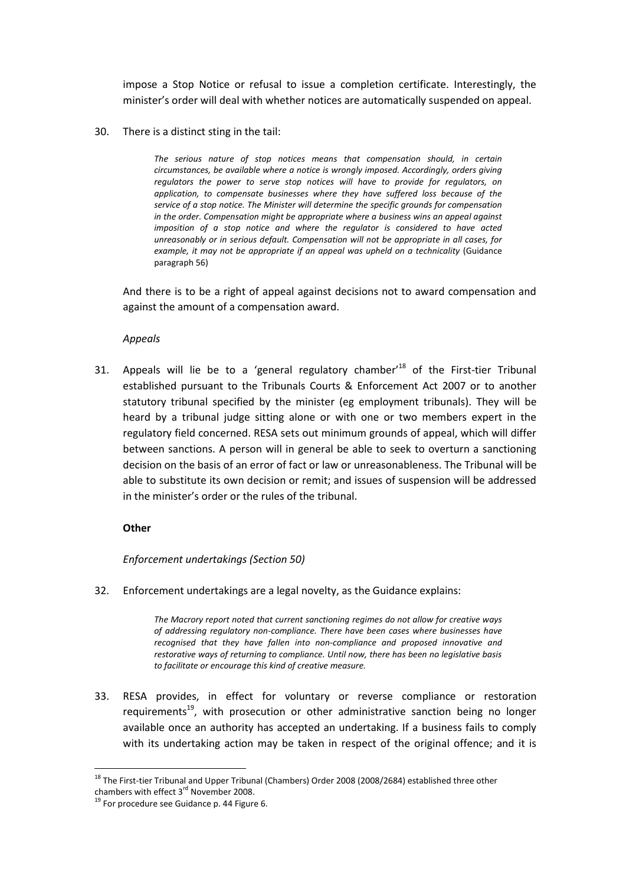impose a Stop Notice or refusal to issue a completion certificate. Interestingly, the minister's order will deal with whether notices are automatically suspended on appeal.

30. There is a distinct sting in the tail:

> *The serious nature of stop notices means that compensation should, in certain circumstances, be available where a notice is wrongly imposed. Accordingly, orders giving regulators the power to serve stop notices will have to provide for regulators, on application, to compensate businesses where they have suffered loss because of the service of a stop notice. The Minister will determine the specific grounds for compensation in the order. Compensation might be appropriate where a business wins an appeal against imposition of a stop notice and where the regulator is considered to have acted unreasonably or in serious default. Compensation will not be appropriate in all cases, for example, it may not be appropriate if an appeal was upheld on a technicality* (Guidance paragraph 56)

And there is to be a right of appeal against decisions not to award compensation and against the amount of a compensation award.

*Appeals*

31. Appeals will lie be to a 'general regulatory chamber'[18] of the First-tier Tribunal established pursuant to the Tribunals Courts & Enforcement Act 2007 or to another statutory tribunal specified by the minister (eg employment tribunals). They will be heard by a tribunal judge sitting alone or with one or two members expert in the regulatory field concerned. RESA sets out minimum grounds of appeal, which will differ between sanctions. A person will in general be able to seek to overturn a sanctioning decision on the basis of an error of fact or law or unreasonableness. The Tribunal will be able to substitute its own decision or remit; and issues of suspension will be addressed in the minister's order or the rules of the tribunal.

**Other**

*Enforcement undertakings (Section 50)*

32. Enforcement undertakings are a legal novelty, as the Guidance explains:

> *The Macrory report noted that current sanctioning regimes do not allow for creative ways of addressing regulatory non-compliance. There have been cases where businesses have recognised that they have fallen into non-compliance and proposed innovative and restorative ways of returning to compliance. Until now, there has been no legislative basis to facilitate or encourage this kind of creative measure.*

33. RESA provides, in effect for voluntary or reverse compliance or restoration requirements[19], with prosecution or other administrative sanction being no longer available once an authority has accepted an undertaking. If a business fails to comply with its undertaking action may be taken in respect of the original offence; and it is

---

[18] The First-tier Tribunal and Upper Tribunal (Chambers) Order 2008 (2008/2684) established three other chambers with effect 3rd November 2008.

[19] For procedure see Guidance p. 44 Figure 6.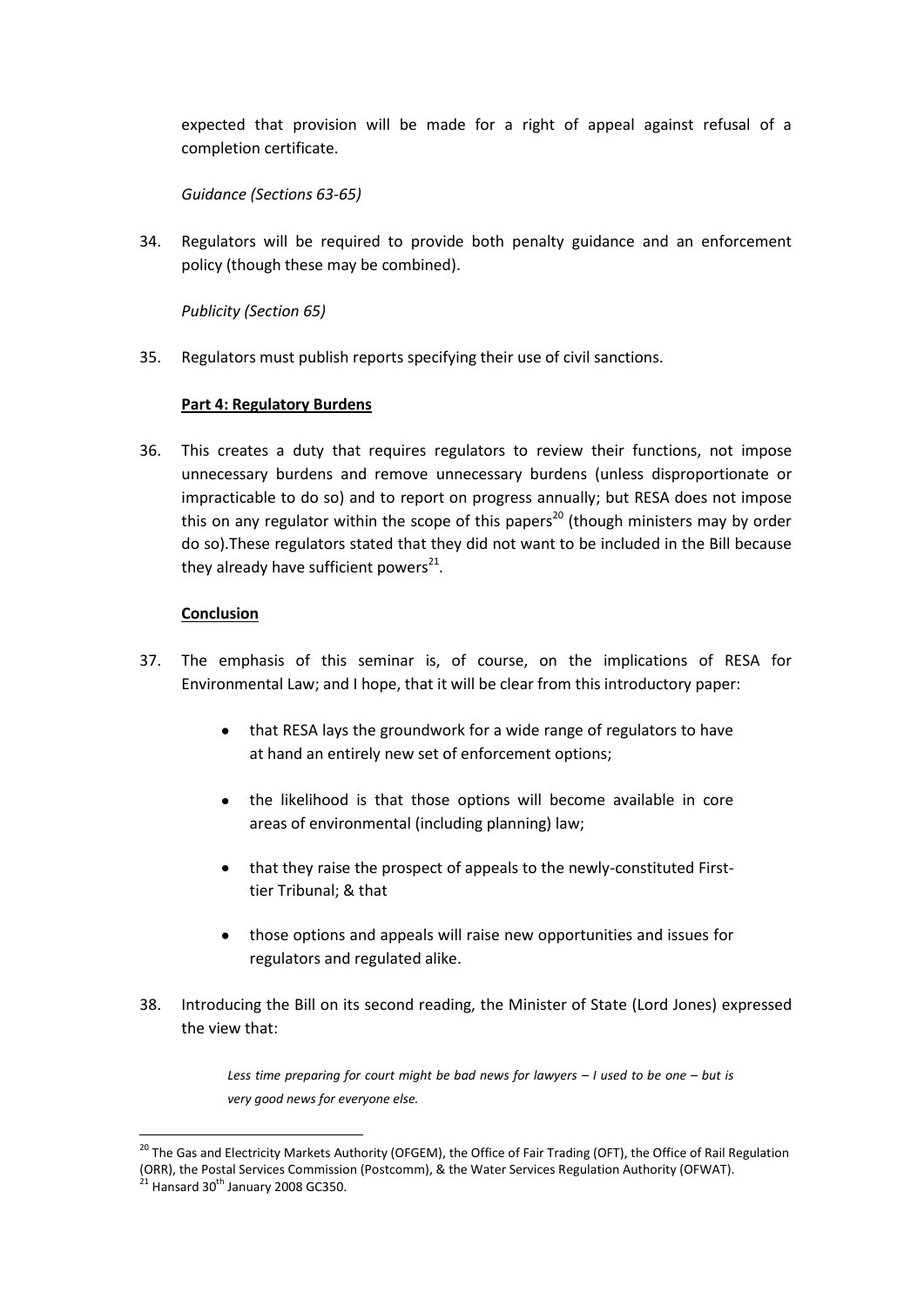expected that provision will be made for a right of appeal against refusal of a completion certificate.

*Guidance (Sections 63-65)*

34. Regulators will be required to provide both penalty guidance and an enforcement policy (though these may be combined).

*Publicity (Section 65)*

35. Regulators must publish reports specifying their use of civil sanctions.

**Part 4: Regulatory Burdens**

36. This creates a duty that requires regulators to review their functions, not impose unnecessary burdens and remove unnecessary burdens (unless disproportionate or impracticable to do so) and to report on progress annually; but RESA does not impose this on any regulator within the scope of this papers[20] (though ministers may by order do so).These regulators stated that they did not want to be included in the Bill because they already have sufficient powers[21].

**Conclusion**

37. The emphasis of this seminar is, of course, on the implications of RESA for Environmental Law; and I hope, that it will be clear from this introductory paper:

    - that RESA lays the groundwork for a wide range of regulators to have at hand an entirely new set of enforcement options;
    - the likelihood is that those options will become available in core areas of environmental (including planning) law;
    - that they raise the prospect of appeals to the newly-constituted First-tier Tribunal; & that
    - those options and appeals will raise new opportunities and issues for regulators and regulated alike.

38. Introducing the Bill on its second reading, the Minister of State (Lord Jones) expressed the view that:

    > *Less time preparing for court might be bad news for lawyers – I used to be one – but is very good news for everyone else.*

---

[20] The Gas and Electricity Markets Authority (OFGEM), the Office of Fair Trading (OFT), the Office of Rail Regulation (ORR), the Postal Services Commission (Postcomm), & the Water Services Regulation Authority (OFWAT).

[21] Hansard 30th January 2008 GC350.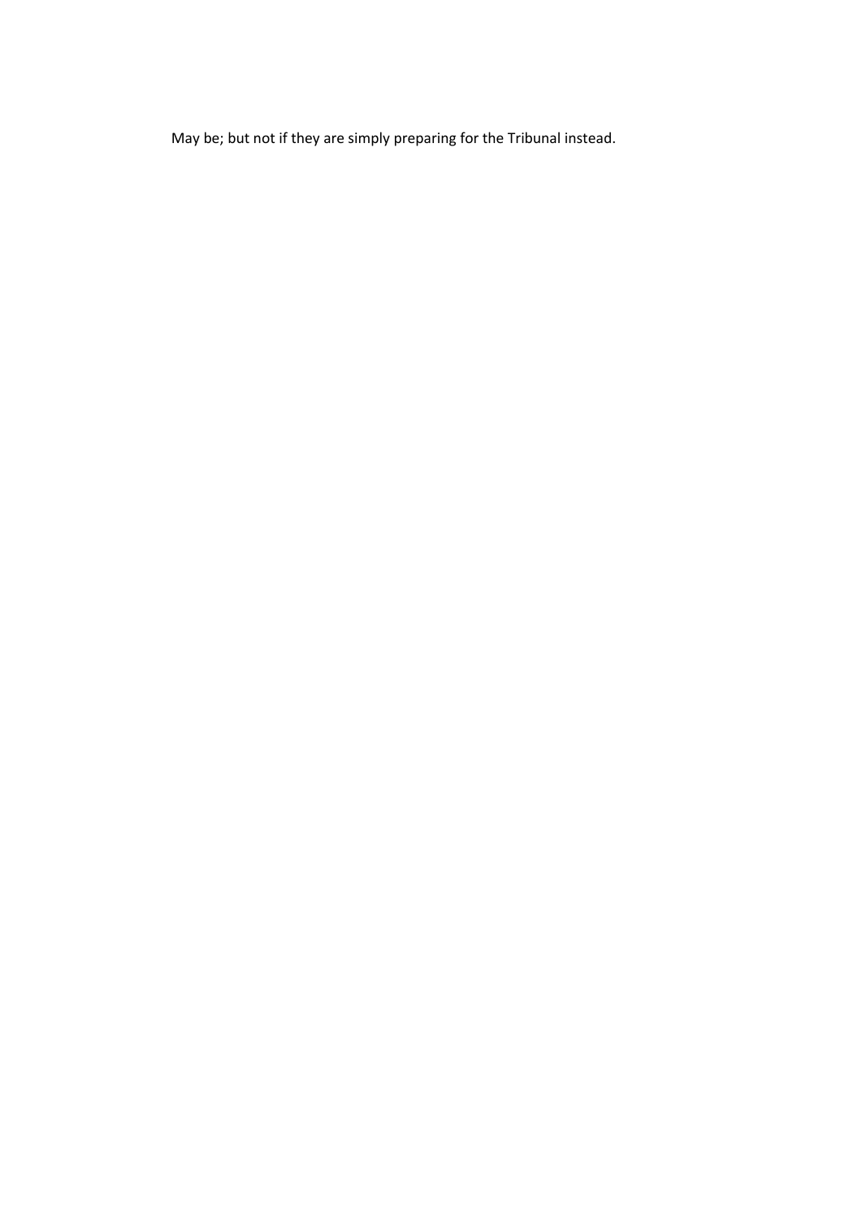May be; but not if they are simply preparing for the Tribunal instead.